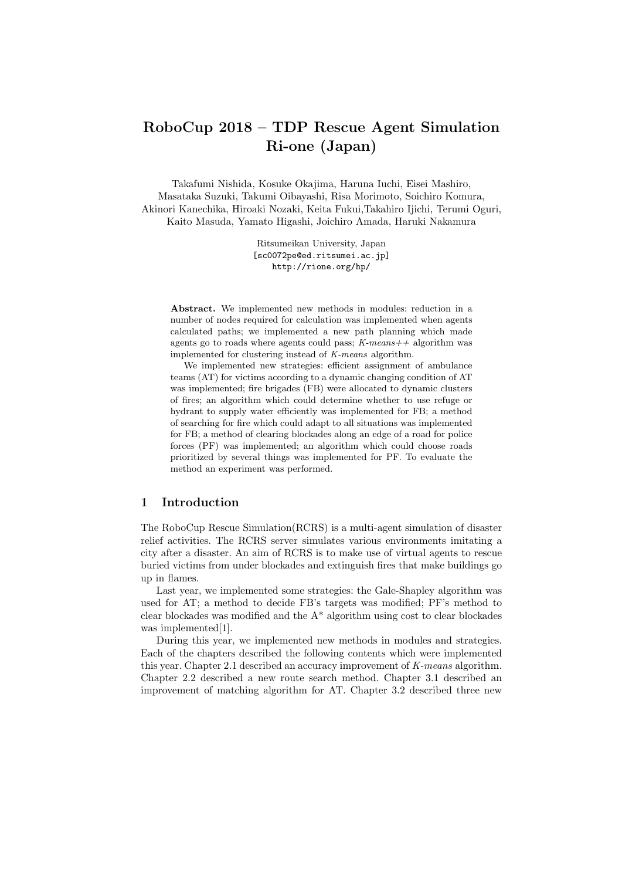# RoboCup 2018 – TDP Rescue Agent Simulation Ri-one (Japan)

Takafumi Nishida, Kosuke Okajima, Haruna Iuchi, Eisei Mashiro, Masataka Suzuki, Takumi Oibayashi, Risa Morimoto, Soichiro Komura, Akinori Kanechika, Hiroaki Nozaki, Keita Fukui,Takahiro Ijichi, Terumi Oguri, Kaito Masuda, Yamato Higashi, Joichiro Amada, Haruki Nakamura

Ritsumeikan University, Japan
[sc0072pe@ed.ritsumei.ac.jp]
http://rione.org/hp/

**Abstract.** We implemented new methods in modules: reduction in a number of nodes required for calculation was implemented when agents calculated paths; we implemented a new path planning which made agents go to roads where agents could pass; *K-means++* algorithm was implemented for clustering instead of *K-means* algorithm.

We implemented new strategies: efficient assignment of ambulance teams (AT) for victims according to a dynamic changing condition of AT was implemented; fire brigades (FB) were allocated to dynamic clusters of fires; an algorithm which could determine whether to use refuge or hydrant to supply water efficiently was implemented for FB; a method of searching for fire which could adapt to all situations was implemented for FB; a method of clearing blockades along an edge of a road for police forces (PF) was implemented; an algorithm which could choose roads prioritized by several things was implemented for PF. To evaluate the method an experiment was performed.

## 1 Introduction

The RoboCup Rescue Simulation(RCRS) is a multi-agent simulation of disaster relief activities. The RCRS server simulates various environments imitating a city after a disaster. An aim of RCRS is to make use of virtual agents to rescue buried victims from under blockades and extinguish fires that make buildings go up in flames.

Last year, we implemented some strategies: the Gale-Shapley algorithm was used for AT; a method to decide FB's targets was modified; PF's method to clear blockades was modified and the A* algorithm using cost to clear blockades was implemented[1].

During this year, we implemented new methods in modules and strategies. Each of the chapters described the following contents which were implemented this year. Chapter 2.1 described an accuracy improvement of *K-means* algorithm. Chapter 2.2 described a new route search method. Chapter 3.1 described an improvement of matching algorithm for AT. Chapter 3.2 described three new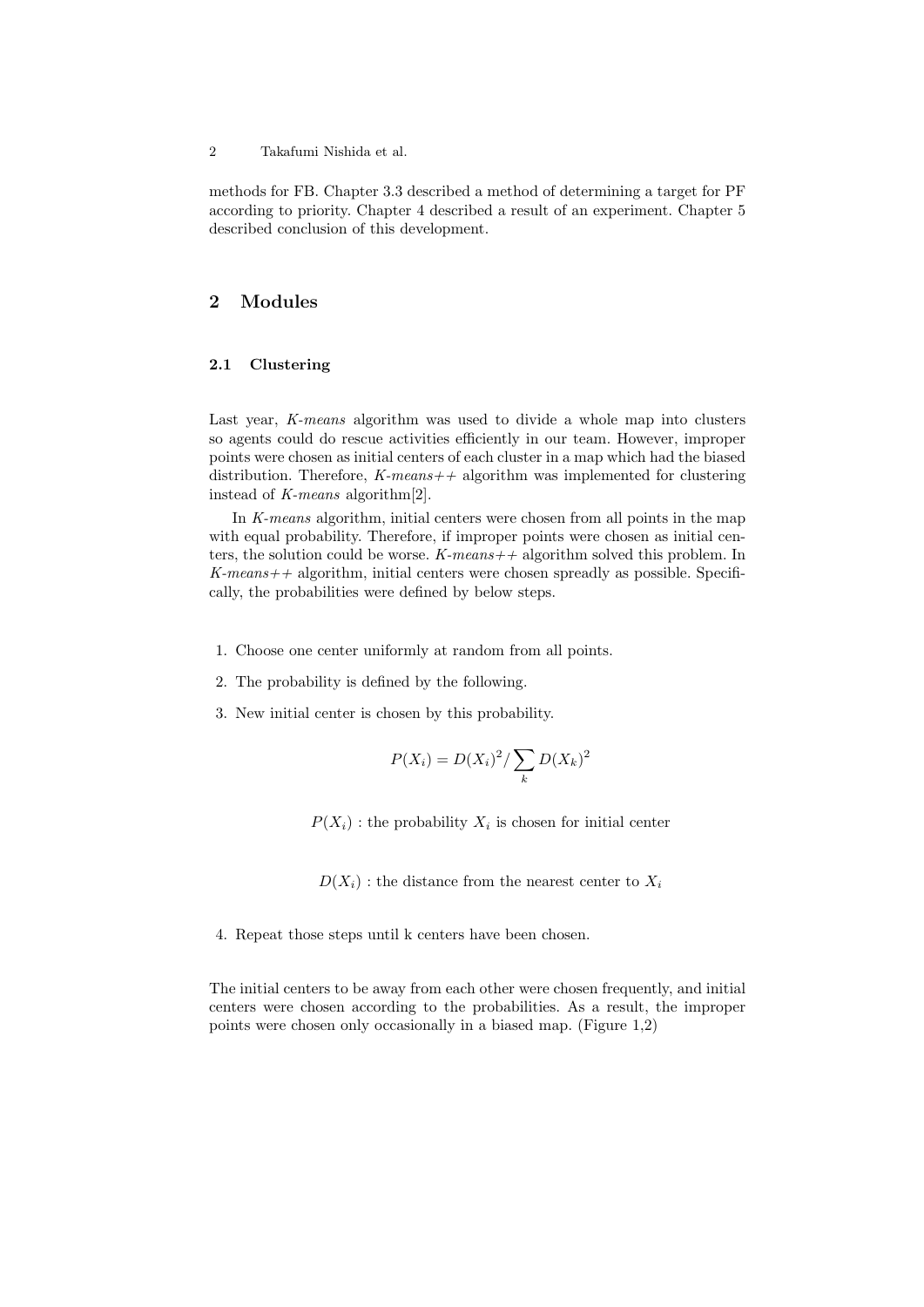methods for FB. Chapter 3.3 described a method of determining a target for PF according to priority. Chapter 4 described a result of an experiment. Chapter 5 described conclusion of this development.

## 2 Modules

### 2.1 Clustering

Last year, *K-means* algorithm was used to divide a whole map into clusters so agents could do rescue activities efficiently in our team. However, improper points were chosen as initial centers of each cluster in a map which had the biased distribution. Therefore, *K-means++* algorithm was implemented for clustering instead of *K-means* algorithm[2].

In *K-means* algorithm, initial centers were chosen from all points in the map with equal probability. Therefore, if improper points were chosen as initial centers, the solution could be worse. *K-means++* algorithm solved this problem. In *K-means++* algorithm, initial centers were chosen spreadly as possible. Specifically, the probabilities were defined by below steps.

1. Choose one center uniformly at random from all points.
2. The probability is defined by the following.
3. New initial center is chosen by this probability.

$$P(X_i) = D(X_i)^2 / \sum_k D(X_k)^2$$

$P(X_i)$ : the probability $X_i$ is chosen for initial center

$D(X_i)$ : the distance from the nearest center to $X_i$

4. Repeat those steps until k centers have been chosen.

The initial centers to be away from each other were chosen frequently, and initial centers were chosen according to the probabilities. As a result, the improper points were chosen only occasionally in a biased map. (Figure 1,2)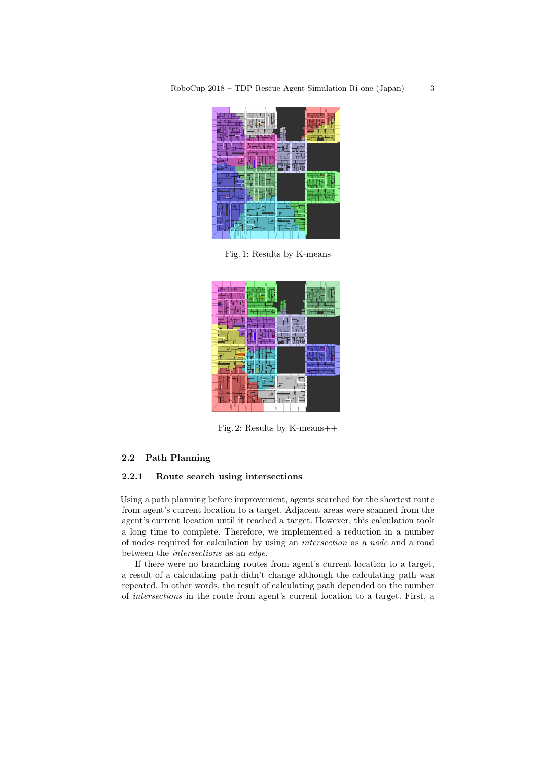Fig. 1: Results by K-means

Fig. 2: Results by K-means++

### 2.2 Path Planning

#### 2.2.1 Route search using intersections

Using a path planning before improvement, agents searched for the shortest route from agent's current location to a target. Adjacent areas were scanned from the agent's current location until it reached a target. However, this calculation took a long time to complete. Therefore, we implemented a reduction in a number of nodes required for calculation by using an *intersection* as a *node* and a road between the *intersections* as an *edge*.

If there were no branching routes from agent's current location to a target, a result of a calculating path didn't change although the calculating path was repeated. In other words, the result of calculating path depended on the number of *intersections* in the route from agent's current location to a target. First, a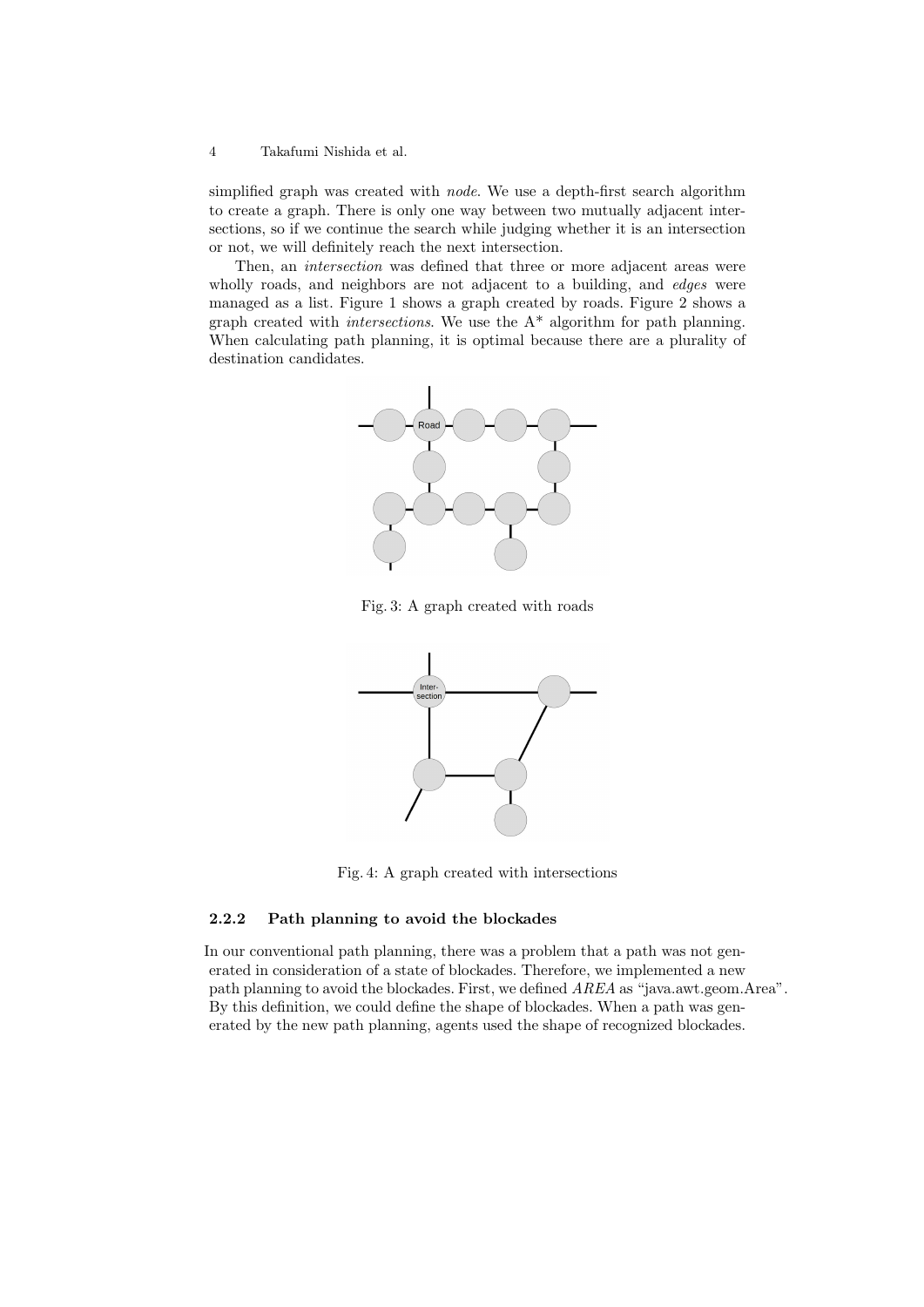simplified graph was created with *node*. We use a depth-first search algorithm to create a graph. There is only one way between two mutually adjacent intersections, so if we continue the search while judging whether it is an intersection or not, we will definitely reach the next intersection.

Then, an *intersection* was defined that three or more adjacent areas were wholly roads, and neighbors are not adjacent to a building, and *edges* were managed as a list. Figure 1 shows a graph created by roads. Figure 2 shows a graph created with *intersections*. We use the A* algorithm for path planning. When calculating path planning, it is optimal because there are a plurality of destination candidates.

Fig. 3: A graph created with roads

Fig. 4: A graph created with intersections

#### 2.2.2 Path planning to avoid the blockades

In our conventional path planning, there was a problem that a path was not generated in consideration of a state of blockades. Therefore, we implemented a new path planning to avoid the blockades. First, we defined *AREA* as "java.awt.geom.Area". By this definition, we could define the shape of blockades. When a path was generated by the new path planning, agents used the shape of recognized blockades.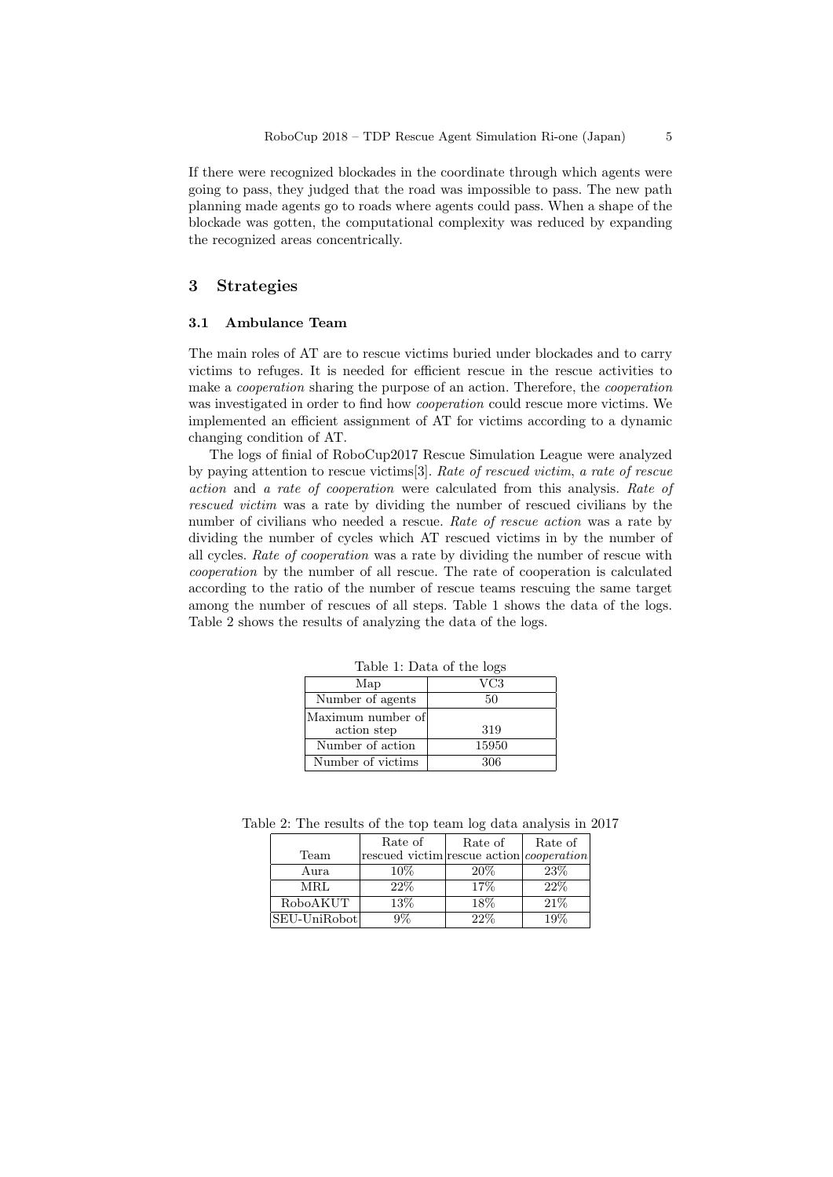If there were recognized blockades in the coordinate through which agents were going to pass, they judged that the road was impossible to pass. The new path planning made agents go to roads where agents could pass. When a shape of the blockade was gotten, the computational complexity was reduced by expanding the recognized areas concentrically.

## 3 Strategies

### 3.1 Ambulance Team

The main roles of AT are to rescue victims buried under blockades and to carry victims to refuges. It is needed for efficient rescue in the rescue activities to make a *cooperation* sharing the purpose of an action. Therefore, the *cooperation* was investigated in order to find how *cooperation* could rescue more victims. We implemented an efficient assignment of AT for victims according to a dynamic changing condition of AT.

The logs of finial of RoboCup2017 Rescue Simulation League were analyzed by paying attention to rescue victims[3]. *Rate of rescued victim*, *a rate of rescue action* and *a rate of cooperation* were calculated from this analysis. *Rate of rescued victim* was a rate by dividing the number of rescued civilians by the number of civilians who needed a rescue. *Rate of rescue action* was a rate by dividing the number of cycles which AT rescued victims in by the number of all cycles. *Rate of cooperation* was a rate by dividing the number of rescue with *cooperation* by the number of all rescue. The rate of cooperation is calculated according to the ratio of the number of rescue teams rescuing the same target among the number of rescues of all steps. Table 1 shows the data of the logs. Table 2 shows the results of analyzing the data of the logs.

Table 1: Data of the logs

| Map | VC3 |
|---|---|
| Number of agents | 50 |
| Maximum number of action step | 319 |
| Number of action | 15950 |
| Number of victims | 306 |

Table 2: The results of the top team log data analysis in 2017

| Team | Rate of rescued victim | Rate of rescue action | Rate of *cooperation* |
|---|---|---|---|
| Aura | 10% | 20% | 23% |
| MRL | 22% | 17% | 22% |
| RoboAKUT | 13% | 18% | 21% |
| SEU-UniRobot | 9% | 22% | 19% |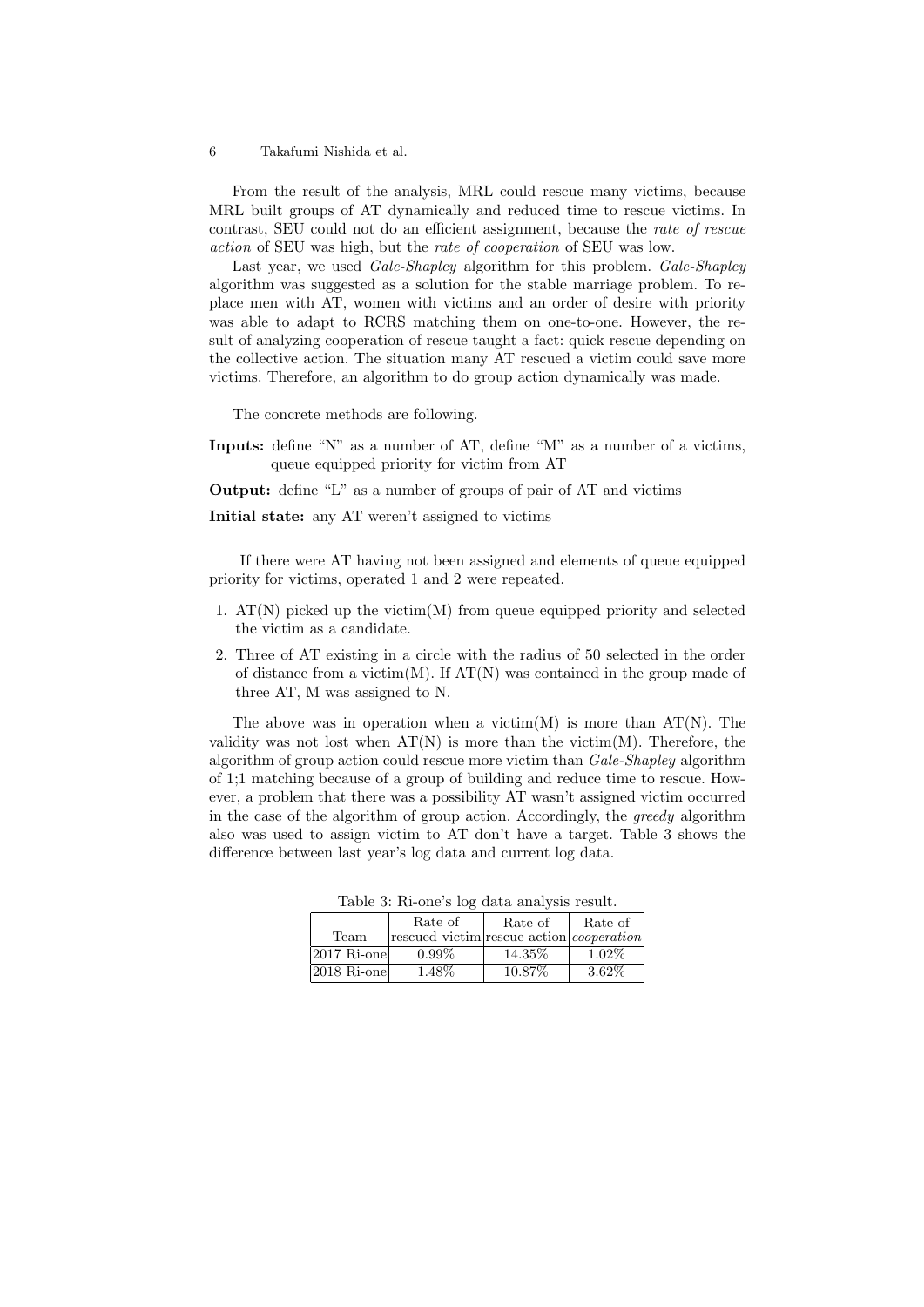From the result of the analysis, MRL could rescue many victims, because MRL built groups of AT dynamically and reduced time to rescue victims. In contrast, SEU could not do an efficient assignment, because the *rate of rescue action* of SEU was high, but the *rate of cooperation* of SEU was low.

Last year, we used *Gale-Shapley* algorithm for this problem. *Gale-Shapley* algorithm was suggested as a solution for the stable marriage problem. To replace men with AT, women with victims and an order of desire with priority was able to adapt to RCRS matching them on one-to-one. However, the result of analyzing cooperation of rescue taught a fact: quick rescue depending on the collective action. The situation many AT rescued a victim could save more victims. Therefore, an algorithm to do group action dynamically was made.

The concrete methods are following.

**Inputs:** define "N" as a number of AT, define "M" as a number of a victims, queue equipped priority for victim from AT

**Output:** define "L" as a number of groups of pair of AT and victims

**Initial state:** any AT weren't assigned to victims

If there were AT having not been assigned and elements of queue equipped priority for victims, operated 1 and 2 were repeated.

1. AT(N) picked up the victim(M) from queue equipped priority and selected the victim as a candidate.
2. Three of AT existing in a circle with the radius of 50 selected in the order of distance from a victim(M). If AT(N) was contained in the group made of three AT, M was assigned to N.

The above was in operation when a victim(M) is more than AT(N). The validity was not lost when AT(N) is more than the victim(M). Therefore, the algorithm of group action could rescue more victim than *Gale-Shapley* algorithm of 1;1 matching because of a group of building and reduce time to rescue. However, a problem that there was a possibility AT wasn't assigned victim occurred in the case of the algorithm of group action. Accordingly, the *greedy* algorithm also was used to assign victim to AT don't have a target. Table 3 shows the difference between last year's log data and current log data.

Table 3: Ri-one's log data analysis result.

| Team | Rate of rescued victim | Rate of rescue action | Rate of *cooperation* |
|---|---|---|---|
| 2017 Ri-one | 0.99% | 14.35% | 1.02% |
| 2018 Ri-one | 1.48% | 10.87% | 3.62% |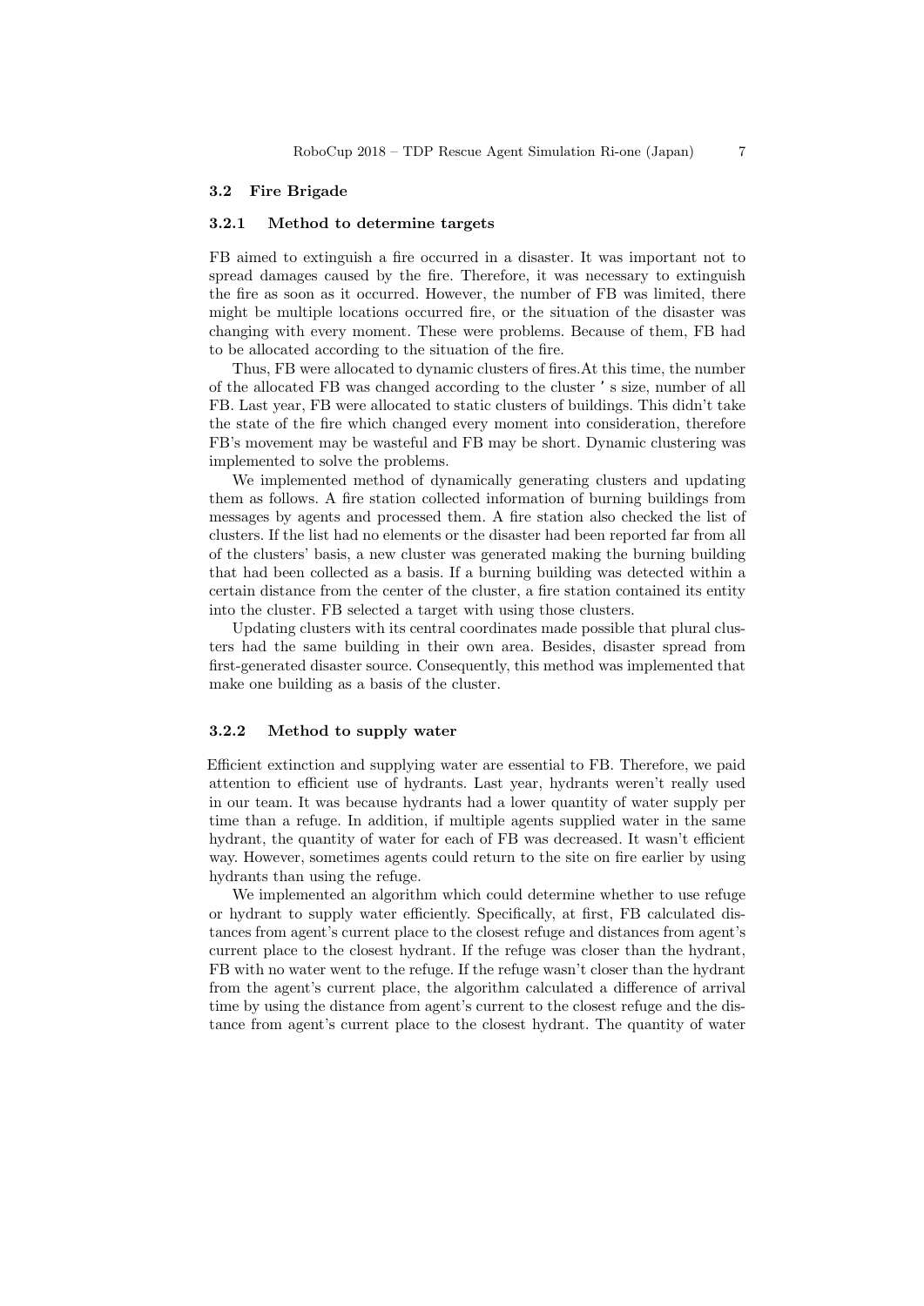### 3.2 Fire Brigade

#### 3.2.1 Method to determine targets

FB aimed to extinguish a fire occurred in a disaster. It was important not to spread damages caused by the fire. Therefore, it was necessary to extinguish the fire as soon as it occurred. However, the number of FB was limited, there might be multiple locations occurred fire, or the situation of the disaster was changing with every moment. These were problems. Because of them, FB had to be allocated according to the situation of the fire.

Thus, FB were allocated to dynamic clusters of fires.At this time, the number of the allocated FB was changed according to the cluster ' s size, number of all FB. Last year, FB were allocated to static clusters of buildings. This didn't take the state of the fire which changed every moment into consideration, therefore FB's movement may be wasteful and FB may be short. Dynamic clustering was implemented to solve the problems.

We implemented method of dynamically generating clusters and updating them as follows. A fire station collected information of burning buildings from messages by agents and processed them. A fire station also checked the list of clusters. If the list had no elements or the disaster had been reported far from all of the clusters' basis, a new cluster was generated making the burning building that had been collected as a basis. If a burning building was detected within a certain distance from the center of the cluster, a fire station contained its entity into the cluster. FB selected a target with using those clusters.

Updating clusters with its central coordinates made possible that plural clusters had the same building in their own area. Besides, disaster spread from first-generated disaster source. Consequently, this method was implemented that make one building as a basis of the cluster.

#### 3.2.2 Method to supply water

Efficient extinction and supplying water are essential to FB. Therefore, we paid attention to efficient use of hydrants. Last year, hydrants weren't really used in our team. It was because hydrants had a lower quantity of water supply per time than a refuge. In addition, if multiple agents supplied water in the same hydrant, the quantity of water for each of FB was decreased. It wasn't efficient way. However, sometimes agents could return to the site on fire earlier by using hydrants than using the refuge.

We implemented an algorithm which could determine whether to use refuge or hydrant to supply water efficiently. Specifically, at first, FB calculated distances from agent's current place to the closest refuge and distances from agent's current place to the closest hydrant. If the refuge was closer than the hydrant, FB with no water went to the refuge. If the refuge wasn't closer than the hydrant from the agent's current place, the algorithm calculated a difference of arrival time by using the distance from agent's current to the closest refuge and the distance from agent's current place to the closest hydrant. The quantity of water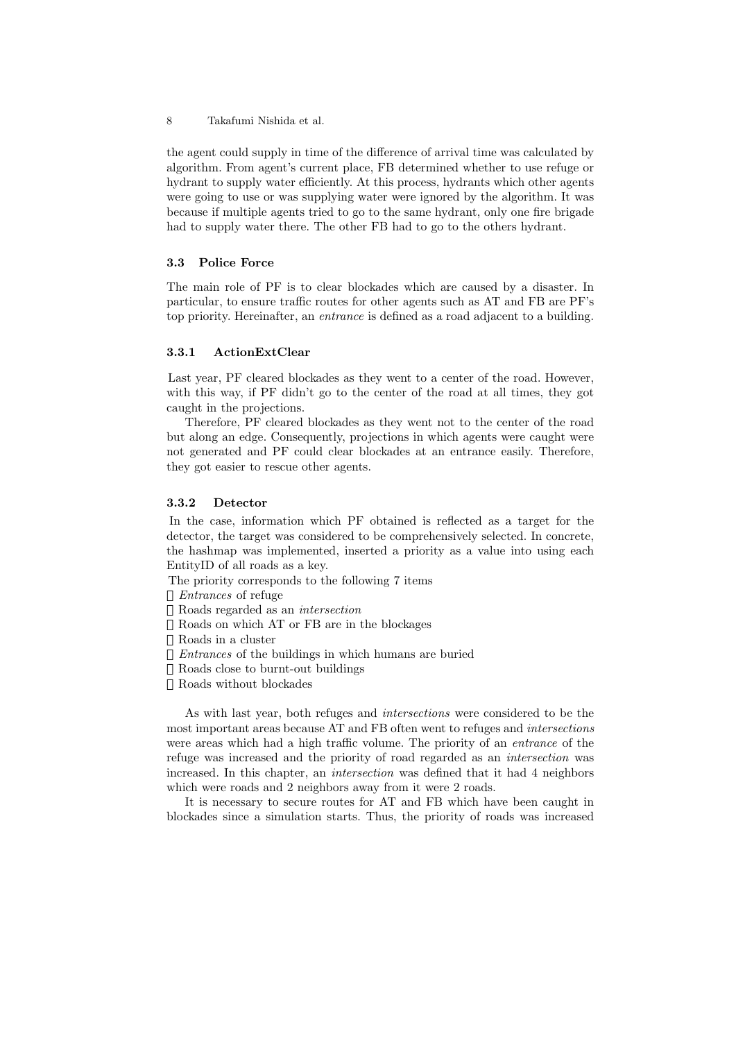the agent could supply in time of the difference of arrival time was calculated by algorithm. From agent's current place, FB determined whether to use refuge or hydrant to supply water efficiently. At this process, hydrants which other agents were going to use or was supplying water were ignored by the algorithm. It was because if multiple agents tried to go to the same hydrant, only one fire brigade had to supply water there. The other FB had to go to the others hydrant.

### 3.3 Police Force

The main role of PF is to clear blockades which are caused by a disaster. In particular, to ensure traffic routes for other agents such as AT and FB are PF's top priority. Hereinafter, an *entrance* is defined as a road adjacent to a building.

#### 3.3.1 ActionExtClear

Last year, PF cleared blockades as they went to a center of the road. However, with this way, if PF didn't go to the center of the road at all times, they got caught in the projections.

Therefore, PF cleared blockades as they went not to the center of the road but along an edge. Consequently, projections in which agents were caught were not generated and PF could clear blockades at an entrance easily. Therefore, they got easier to rescue other agents.

#### 3.3.2 Detector

In the case, information which PF obtained is reflected as a target for the detector, the target was considered to be comprehensively selected. In concrete, the hashmap was implemented, inserted a priority as a value into using each EntityID of all roads as a key.

The priority corresponds to the following 7 items

- *Entrances* of refuge
- Roads regarded as an *intersection*
- Roads on which AT or FB are in the blockages
- Roads in a cluster
- *Entrances* of the buildings in which humans are buried
- Roads close to burnt-out buildings
- Roads without blockades

As with last year, both refuges and *intersections* were considered to be the most important areas because AT and FB often went to refuges and *intersections* were areas which had a high traffic volume. The priority of an *entrance* of the refuge was increased and the priority of road regarded as an *intersection* was increased. In this chapter, an *intersection* was defined that it had 4 neighbors which were roads and 2 neighbors away from it were 2 roads.

It is necessary to secure routes for AT and FB which have been caught in blockades since a simulation starts. Thus, the priority of roads was increased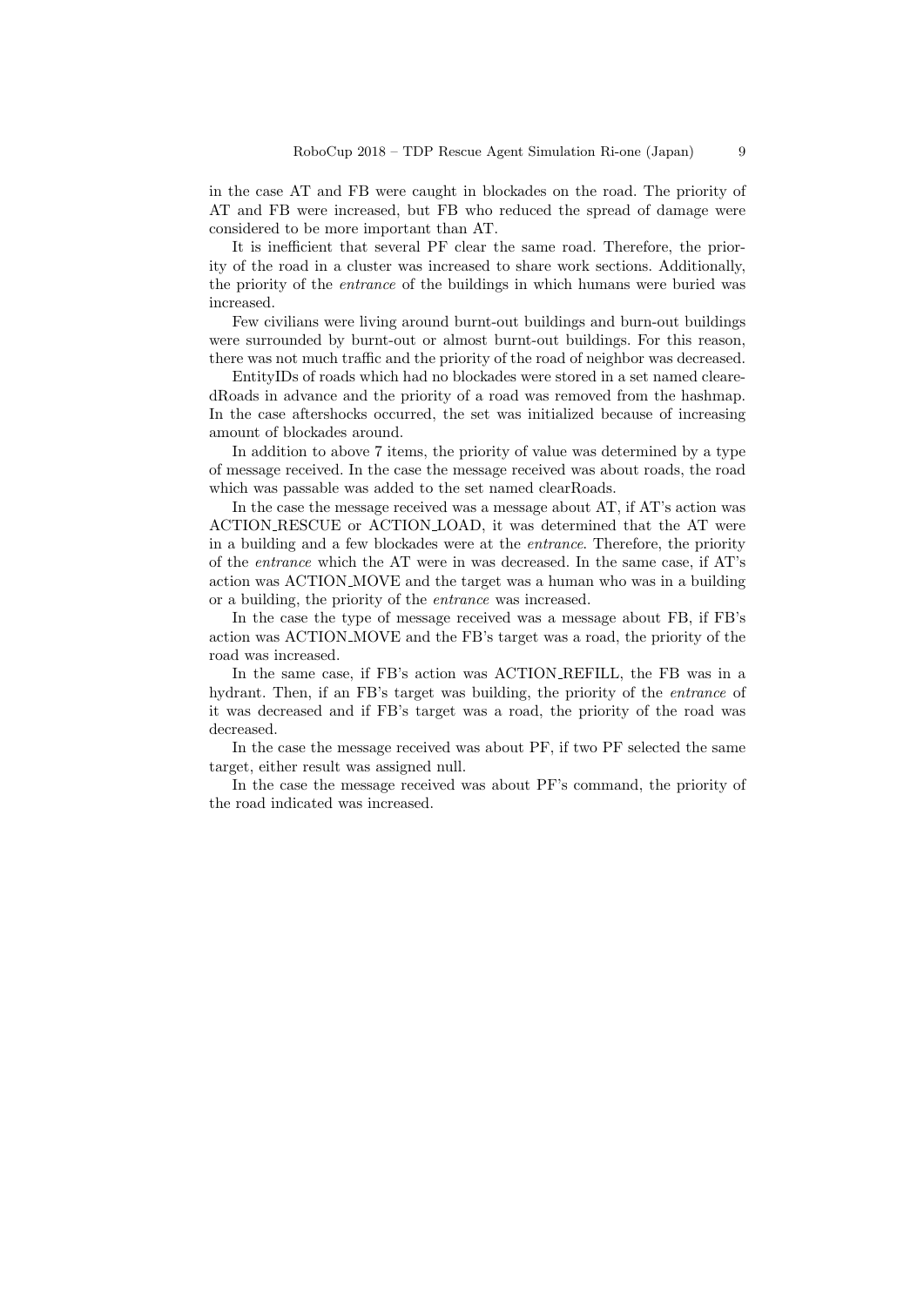in the case AT and FB were caught in blockades on the road. The priority of AT and FB were increased, but FB who reduced the spread of damage were considered to be more important than AT.

It is inefficient that several PF clear the same road. Therefore, the priority of the road in a cluster was increased to share work sections. Additionally, the priority of the *entrance* of the buildings in which humans were buried was increased.

Few civilians were living around burnt-out buildings and burn-out buildings were surrounded by burnt-out or almost burnt-out buildings. For this reason, there was not much traffic and the priority of the road of neighbor was decreased.

EntityIDs of roads which had no blockades were stored in a set named clearedRoads in advance and the priority of a road was removed from the hashmap. In the case aftershocks occurred, the set was initialized because of increasing amount of blockades around.

In addition to above 7 items, the priority of value was determined by a type of message received. In the case the message received was about roads, the road which was passable was added to the set named clearRoads.

In the case the message received was a message about AT, if AT's action was ACTION_RESCUE or ACTION_LOAD, it was determined that the AT were in a building and a few blockades were at the *entrance*. Therefore, the priority of the *entrance* which the AT were in was decreased. In the same case, if AT's action was ACTION_MOVE and the target was a human who was in a building or a building, the priority of the *entrance* was increased.

In the case the type of message received was a message about FB, if FB's action was ACTION_MOVE and the FB's target was a road, the priority of the road was increased.

In the same case, if FB's action was ACTION_REFILL, the FB was in a hydrant. Then, if an FB's target was building, the priority of the *entrance* of it was decreased and if FB's target was a road, the priority of the road was decreased.

In the case the message received was about PF, if two PF selected the same target, either result was assigned null.

In the case the message received was about PF's command, the priority of the road indicated was increased.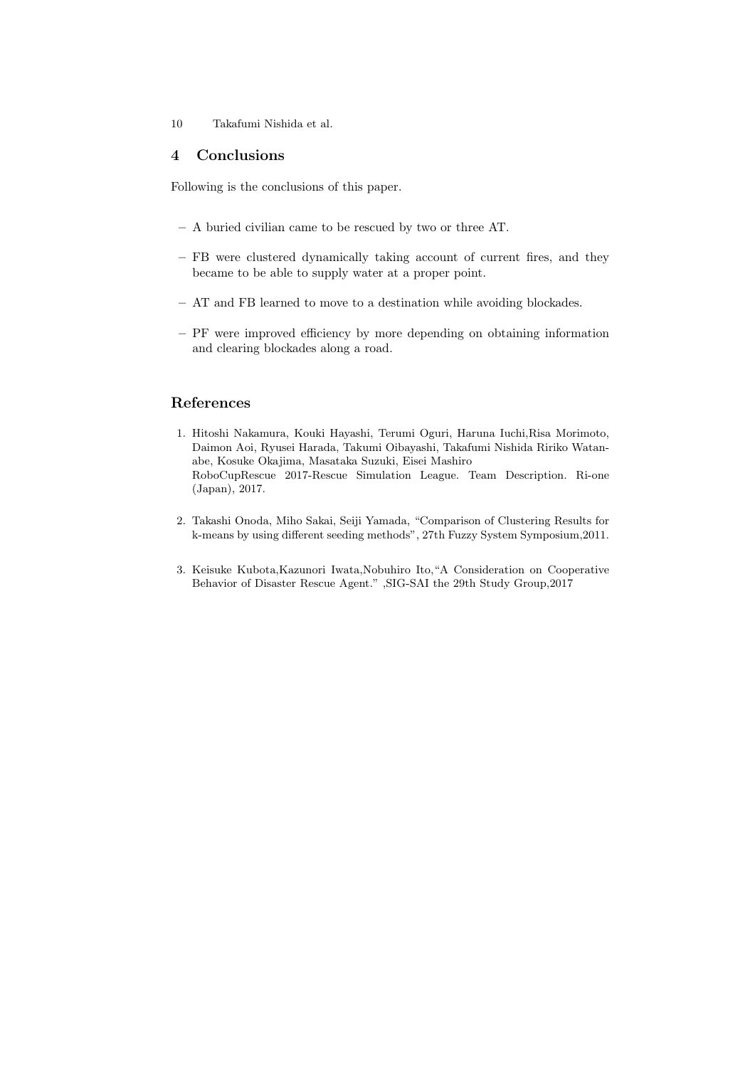## 4 Conclusions

Following is the conclusions of this paper.

- A buried civilian came to be rescued by two or three AT.
- FB were clustered dynamically taking account of current fires, and they became to be able to supply water at a proper point.
- AT and FB learned to move to a destination while avoiding blockades.
- PF were improved efficiency by more depending on obtaining information and clearing blockades along a road.

## References

1. Hitoshi Nakamura, Kouki Hayashi, Terumi Oguri, Haruna Iuchi,Risa Morimoto, Daimon Aoi, Ryusei Harada, Takumi Oibayashi, Takafumi Nishida Ririko Watanabe, Kosuke Okajima, Masataka Suzuki, Eisei Mashiro RoboCupRescue 2017-Rescue Simulation League. Team Description. Ri-one (Japan), 2017.

2. Takashi Onoda, Miho Sakai, Seiji Yamada, “Comparison of Clustering Results for k-means by using different seeding methods”, 27th Fuzzy System Symposium,2011.

3. Keisuke Kubota,Kazunori Iwata,Nobuhiro Ito,“A Consideration on Cooperative Behavior of Disaster Rescue Agent.” ,SIG-SAI the 29th Study Group,2017